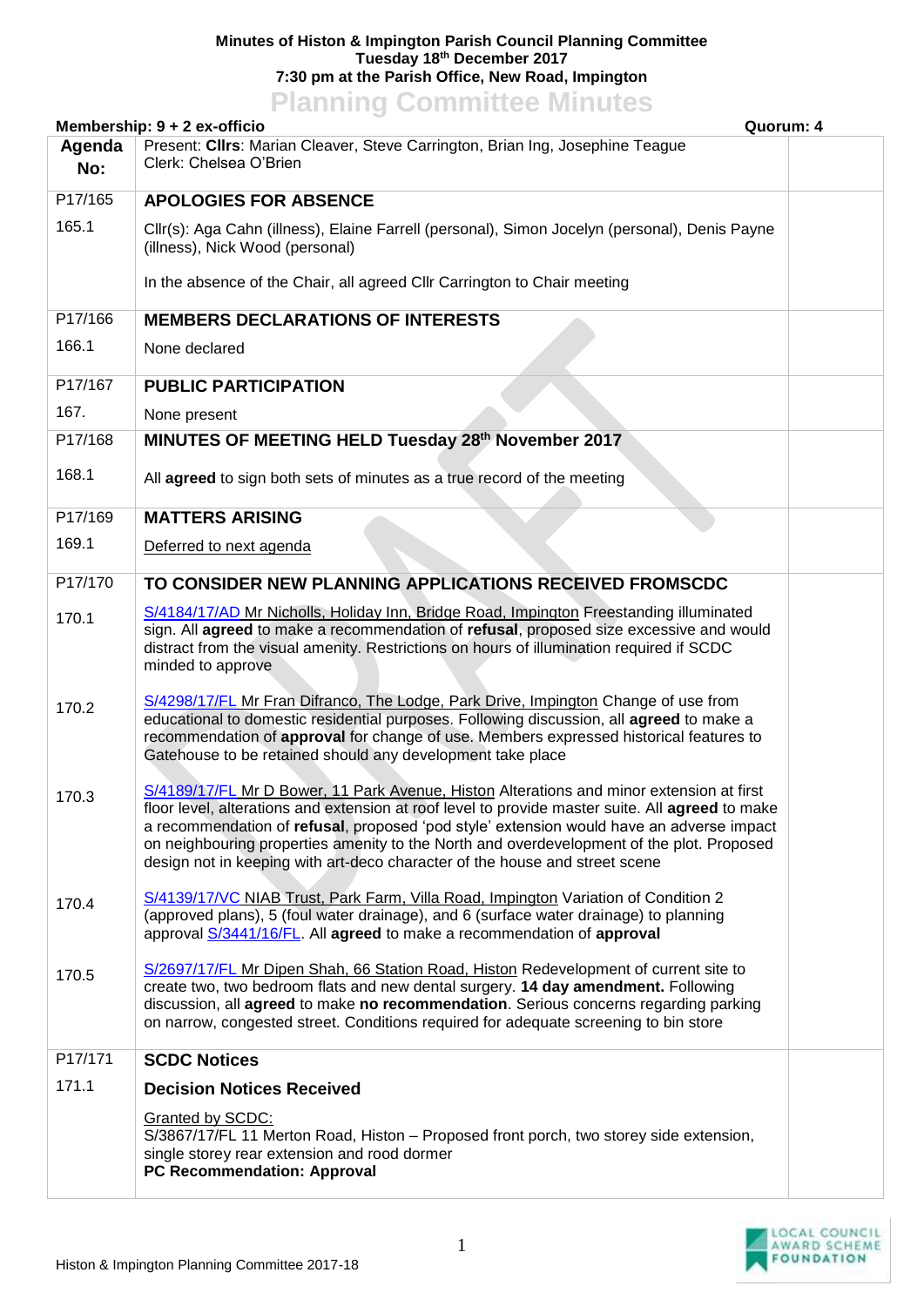**Minutes of Histon & Impington Parish Council Planning Committee**
**Tuesday 18th December 2017**
**7:30 pm at the Parish Office, New Road, Impington**

# Planning Committee Minutes

**Membership: 9 + 2 ex-officio** | **Quorum: 4**

| Agenda No: | Present: **Cllrs**: Marian Cleaver, Steve Carrington, Brian Ing, Josephine Teague<br>Clerk: Chelsea O'Brien | |
|---|---|---|
| P17/165 | **APOLOGIES FOR ABSENCE** | |
| 165.1 | Cllr(s): Aga Cahn (illness), Elaine Farrell (personal), Simon Jocelyn (personal), Denis Payne (illness), Nick Wood (personal)<br><br>In the absence of the Chair, all agreed Cllr Carrington to Chair meeting | |
| P17/166 | **MEMBERS DECLARATIONS OF INTERESTS** | |
| 166.1 | None declared | |
| P17/167 | **PUBLIC PARTICIPATION** | |
| 167. | None present | |
| P17/168 | **MINUTES OF MEETING HELD Tuesday 28th November 2017** | |
| 168.1 | All **agreed** to sign both sets of minutes as a true record of the meeting | |
| P17/169 | **MATTERS ARISING** | |
| 169.1 | Deferred to next agenda | |
| P17/170 | **TO CONSIDER NEW PLANNING APPLICATIONS RECEIVED FROMSCDC** | |
| 170.1 | S/4184/17/AD Mr Nicholls, Holiday Inn, Bridge Road, Impington Freestanding illuminated sign. All **agreed** to make a recommendation of **refusal**, proposed size excessive and would distract from the visual amenity. Restrictions on hours of illumination required if SCDC minded to approve | |
| 170.2 | S/4298/17/FL Mr Fran Difranco, The Lodge, Park Drive, Impington Change of use from educational to domestic residential purposes. Following discussion, all **agreed** to make a recommendation of **approval** for change of use. Members expressed historical features to Gatehouse to be retained should any development take place | |
| 170.3 | S/4189/17/FL Mr D Bower, 11 Park Avenue, Histon Alterations and minor extension at first floor level, alterations and extension at roof level to provide master suite. All **agreed** to make a recommendation of **refusal**, proposed 'pod style' extension would have an adverse impact on neighbouring properties amenity to the North and overdevelopment of the plot. Proposed design not in keeping with art-deco character of the house and street scene | |
| 170.4 | S/4139/17/VC NIAB Trust, Park Farm, Villa Road, Impington Variation of Condition 2 (approved plans), 5 (foul water drainage), and 6 (surface water drainage) to planning approval S/3441/16/FL. All **agreed** to make a recommendation of **approval** | |
| 170.5 | S/2697/17/FL Mr Dipen Shah, 66 Station Road, Histon Redevelopment of current site to create two, two bedroom flats and new dental surgery. **14 day amendment.** Following discussion, all **agreed** to make **no recommendation**. Serious concerns regarding parking on narrow, congested street. Conditions required for adequate screening to bin store | |
| P17/171 | **SCDC Notices** | |
| 171.1 | **Decision Notices Received**<br><br>Granted by SCDC:<br>S/3867/17/FL 11 Merton Road, Histon – Proposed front porch, two storey side extension, single storey rear extension and rood dormer<br>**PC Recommendation: Approval** | |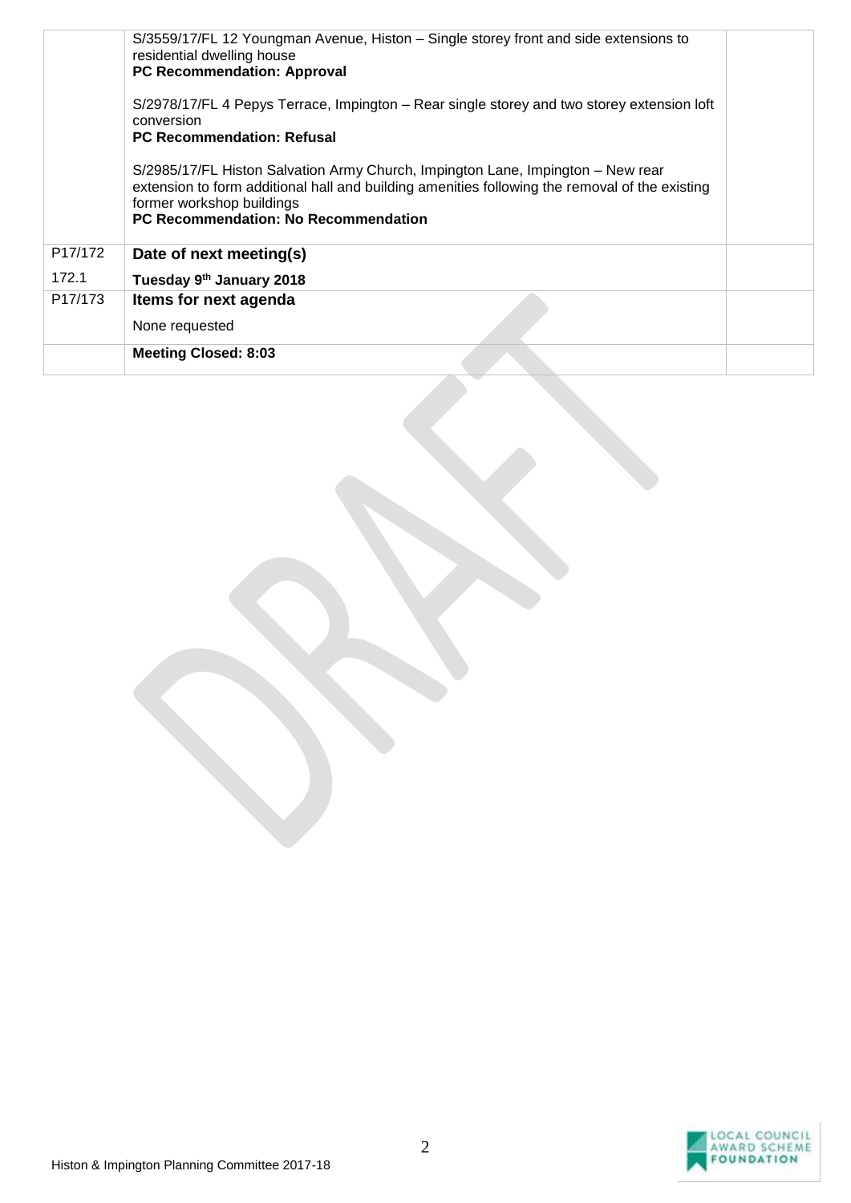| | | |
|---|---|---|
| | S/3559/17/FL 12 Youngman Avenue, Histon – Single storey front and side extensions to residential dwelling house<br>**PC Recommendation: Approval**<br><br>S/2978/17/FL 4 Pepys Terrace, Impington – Rear single storey and two storey extension loft conversion<br>**PC Recommendation: Refusal**<br><br>S/2985/17/FL Histon Salvation Army Church, Impington Lane, Impington – New rear extension to form additional hall and building amenities following the removal of the existing former workshop buildings<br>**PC Recommendation: No Recommendation** | |
| P17/172 | **Date of next meeting(s)** | |
| 172.1 | **Tuesday 9th January 2018** | |
| P17/173 | **Items for next agenda**<br><br>None requested | |
| | **Meeting Closed: 8:03** | |

DRAFT

Histon & Impington Planning Committee 2017-18